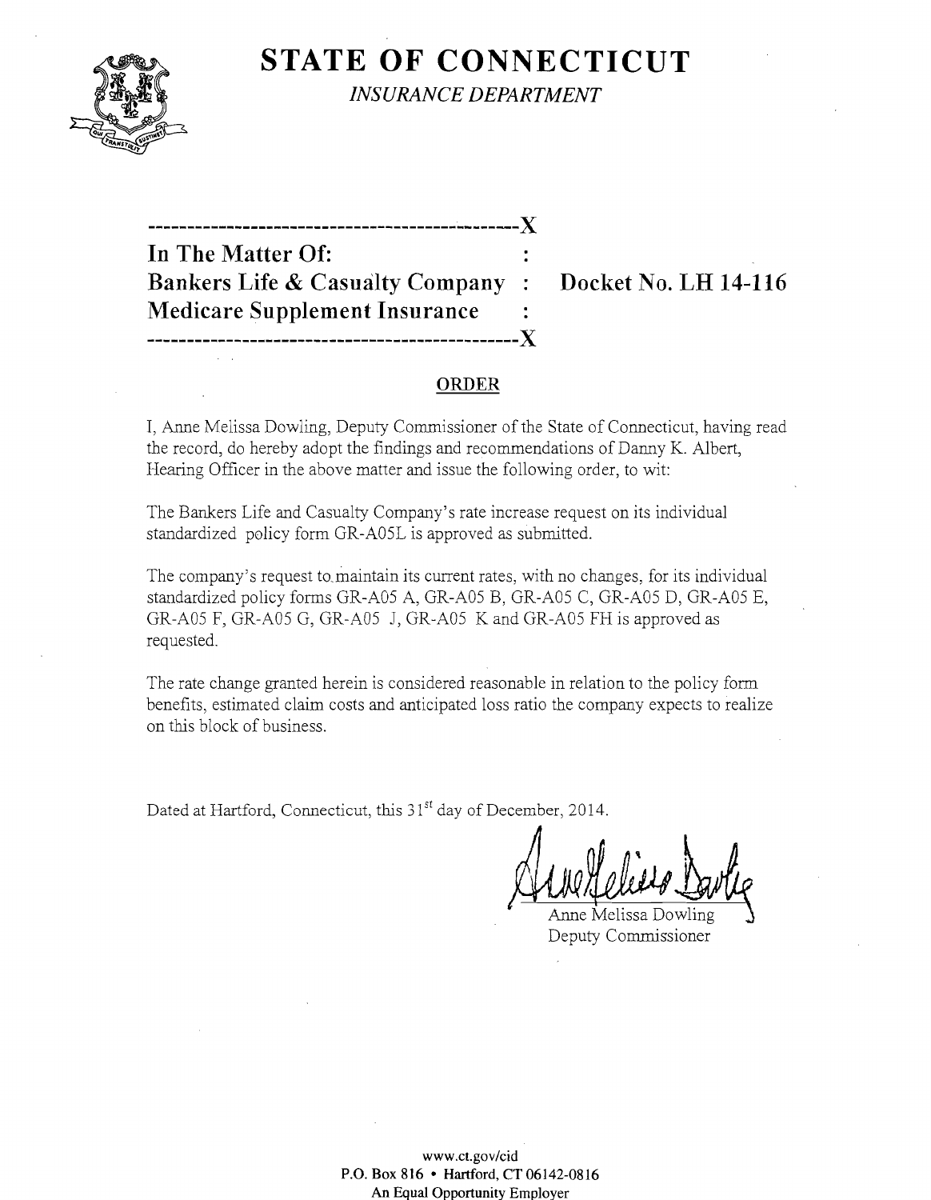# STATE OF CONNECTICUT

*INSURANCE DEPARTMENT*

---

**In The Matter Of:**
**Bankers Life & Casualty Company** : **Docket No. LH 14-116**
**Medicare Supplement Insurance**

---

## ORDER

I, Anne Melissa Dowling, Deputy Commissioner of the State of Connecticut, having read the record, do hereby adopt the findings and recommendations of Danny K. Albert, Hearing Officer in the above matter and issue the following order, to wit:

The Bankers Life and Casualty Company's rate increase request on its individual standardized policy form GR-A05L is approved as submitted.

The company's request to maintain its current rates, with no changes, for its individual standardized policy forms GR-A05 A, GR-A05 B, GR-A05 C, GR-A05 D, GR-A05 E, GR-A05 F, GR-A05 G, GR-A05 J, GR-A05 K and GR-A05 FH is approved as requested.

The rate change granted herein is considered reasonable in relation to the policy form benefits, estimated claim costs and anticipated loss ratio the company expects to realize on this block of business.

Dated at Hartford, Connecticut, this 31st day of December, 2014.

Anne Melissa Dowling
Deputy Commissioner

www.ct.gov/cid
P.O. Box 816 • Hartford, CT 06142-0816
An Equal Opportunity Employer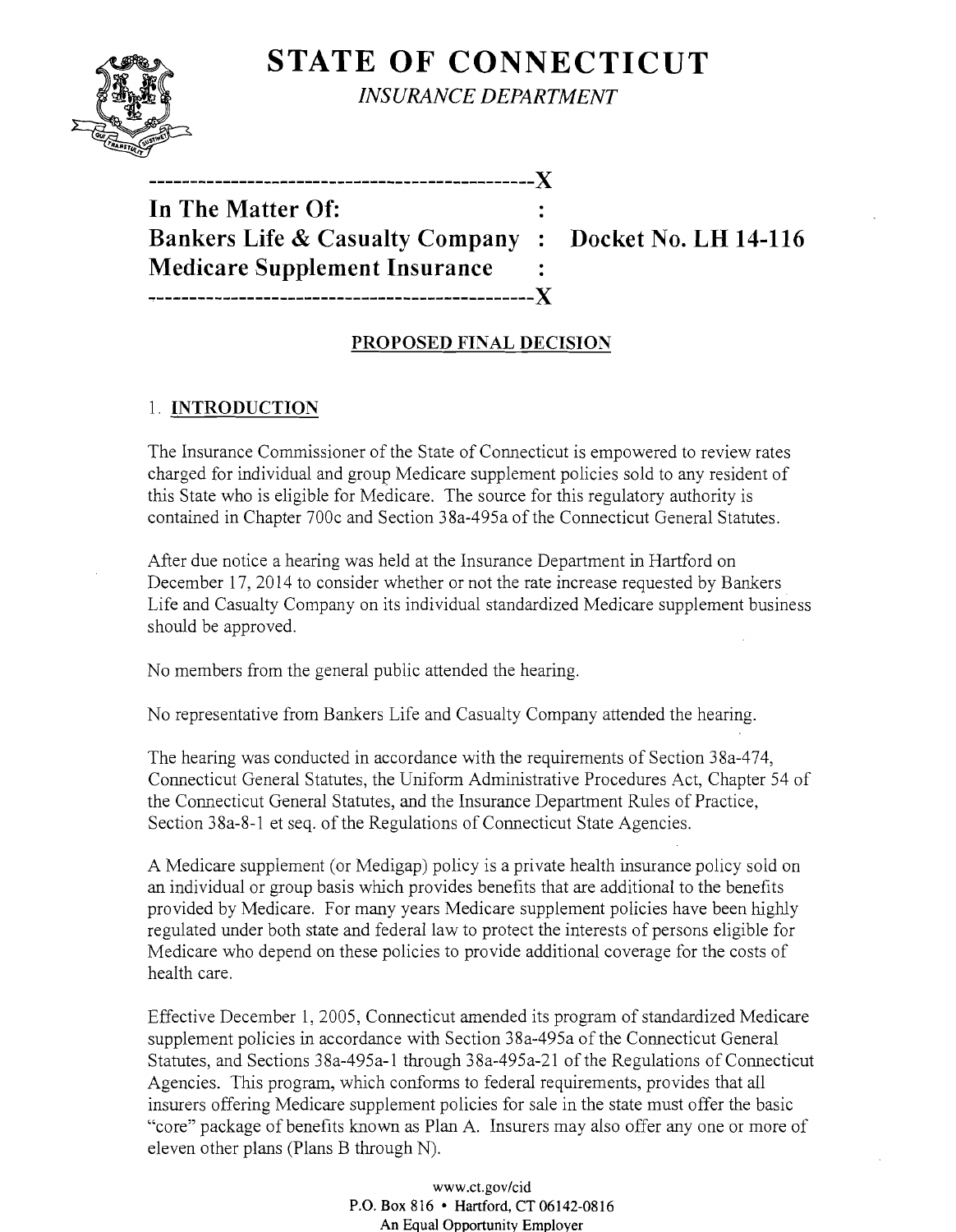# STATE OF CONNECTICUT

*INSURANCE DEPARTMENT*

```
-----------------------------------------------X
In The Matter Of:                              :
Bankers Life & Casualty Company                :   Docket No. LH 14-116
Medicare Supplement Insurance                  :
-----------------------------------------------X
```

**PROPOSED FINAL DECISION**

## 1. INTRODUCTION

The Insurance Commissioner of the State of Connecticut is empowered to review rates charged for individual and group Medicare supplement policies sold to any resident of this State who is eligible for Medicare. The source for this regulatory authority is contained in Chapter 700c and Section 38a-495a of the Connecticut General Statutes.

After due notice a hearing was held at the Insurance Department in Hartford on December 17, 2014 to consider whether or not the rate increase requested by Bankers Life and Casualty Company on its individual standardized Medicare supplement business should be approved.

No members from the general public attended the hearing.

No representative from Bankers Life and Casualty Company attended the hearing.

The hearing was conducted in accordance with the requirements of Section 38a-474, Connecticut General Statutes, the Uniform Administrative Procedures Act, Chapter 54 of the Connecticut General Statutes, and the Insurance Department Rules of Practice, Section 38a-8-1 et seq. of the Regulations of Connecticut State Agencies.

A Medicare supplement (or Medigap) policy is a private health insurance policy sold on an individual or group basis which provides benefits that are additional to the benefits provided by Medicare. For many years Medicare supplement policies have been highly regulated under both state and federal law to protect the interests of persons eligible for Medicare who depend on these policies to provide additional coverage for the costs of health care.

Effective December 1, 2005, Connecticut amended its program of standardized Medicare supplement policies in accordance with Section 38a-495a of the Connecticut General Statutes, and Sections 38a-495a-1 through 38a-495a-21 of the Regulations of Connecticut Agencies. This program, which conforms to federal requirements, provides that all insurers offering Medicare supplement policies for sale in the state must offer the basic "core" package of benefits known as Plan A. Insurers may also offer any one or more of eleven other plans (Plans B through N).

www.ct.gov/cid
P.O. Box 816 • Hartford, CT 06142-0816
An Equal Opportunity Employer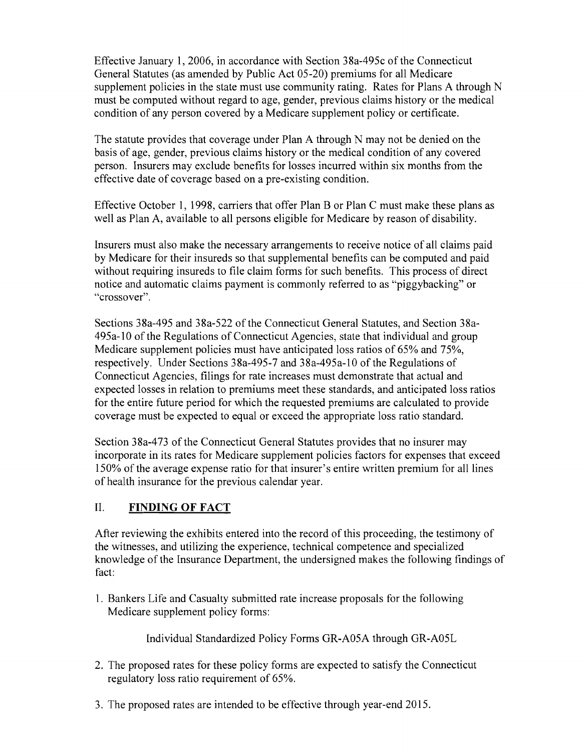Effective January 1, 2006, in accordance with Section 38a-495c of the Connecticut General Statutes (as amended by Public Act 05-20) premiums for all Medicare supplement policies in the state must use community rating. Rates for Plans A through N must be computed without regard to age, gender, previous claims history or the medical condition of any person covered by a Medicare supplement policy or certificate.

The statute provides that coverage under Plan A through N may not be denied on the basis of age, gender, previous claims history or the medical condition of any covered person. Insurers may exclude benefits for losses incurred within six months from the effective date of coverage based on a pre-existing condition.

Effective October 1, 1998, carriers that offer Plan B or Plan C must make these plans as well as Plan A, available to all persons eligible for Medicare by reason of disability.

Insurers must also make the necessary arrangements to receive notice of all claims paid by Medicare for their insureds so that supplemental benefits can be computed and paid without requiring insureds to file claim forms for such benefits. This process of direct notice and automatic claims payment is commonly referred to as "piggybacking" or "crossover".

Sections 38a-495 and 38a-522 of the Connecticut General Statutes, and Section 38a-495a-10 of the Regulations of Connecticut Agencies, state that individual and group Medicare supplement policies must have anticipated loss ratios of 65% and 75%, respectively. Under Sections 38a-495-7 and 38a-495a-10 of the Regulations of Connecticut Agencies, filings for rate increases must demonstrate that actual and expected losses in relation to premiums meet these standards, and anticipated loss ratios for the entire future period for which the requested premiums are calculated to provide coverage must be expected to equal or exceed the appropriate loss ratio standard.

Section 38a-473 of the Connecticut General Statutes provides that no insurer may incorporate in its rates for Medicare supplement policies factors for expenses that exceed 150% of the average expense ratio for that insurer's entire written premium for all lines of health insurance for the previous calendar year.

## II. FINDING OF FACT

After reviewing the exhibits entered into the record of this proceeding, the testimony of the witnesses, and utilizing the experience, technical competence and specialized knowledge of the Insurance Department, the undersigned makes the following findings of fact:

1. Bankers Life and Casualty submitted rate increase proposals for the following Medicare supplement policy forms:

   Individual Standardized Policy Forms GR-A05A through GR-A05L

2. The proposed rates for these policy forms are expected to satisfy the Connecticut regulatory loss ratio requirement of 65%.

3. The proposed rates are intended to be effective through year-end 2015.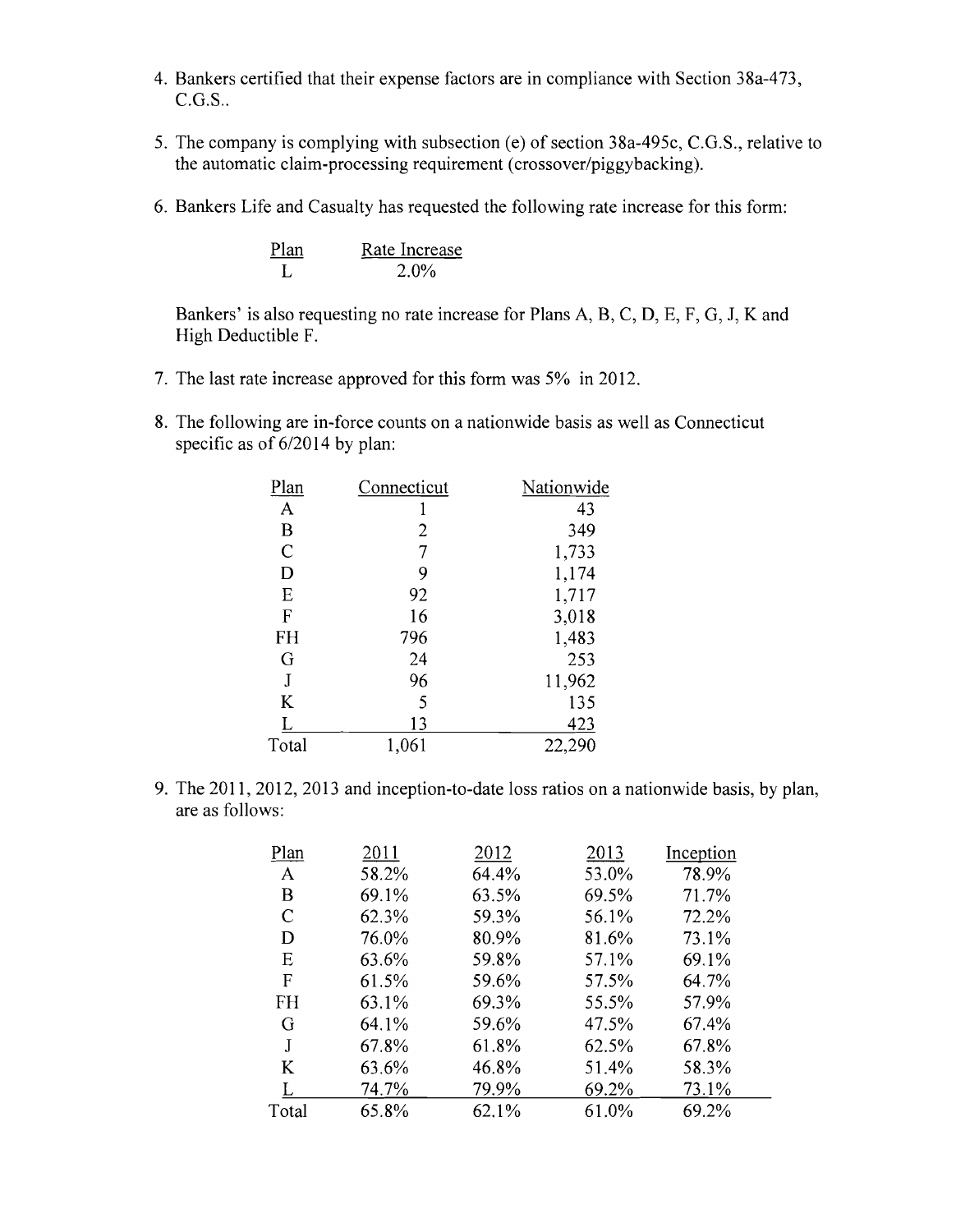4. Bankers certified that their expense factors are in compliance with Section 38a-473, C.G.S..

5. The company is complying with subsection (e) of section 38a-495c, C.G.S., relative to the automatic claim-processing requirement (crossover/piggybacking).

6. Bankers Life and Casualty has requested the following rate increase for this form:

| Plan | Rate Increase |
|---|---|
| L | 2.0% |

   Bankers' is also requesting no rate increase for Plans A, B, C, D, E, F, G, J, K and High Deductible F.

7. The last rate increase approved for this form was 5% in 2012.

8. The following are in-force counts on a nationwide basis as well as Connecticut specific as of 6/2014 by plan:

| Plan | Connecticut | Nationwide |
|---|---|---|
| A | 1 | 43 |
| B | 2 | 349 |
| C | 7 | 1,733 |
| D | 9 | 1,174 |
| E | 92 | 1,717 |
| F | 16 | 3,018 |
| FH | 796 | 1,483 |
| G | 24 | 253 |
| J | 96 | 11,962 |
| K | 5 | 135 |
| L | 13 | 423 |
| Total | 1,061 | 22,290 |

9. The 2011, 2012, 2013 and inception-to-date loss ratios on a nationwide basis, by plan, are as follows:

| Plan | 2011 | 2012 | 2013 | Inception |
|---|---|---|---|---|
| A | 58.2% | 64.4% | 53.0% | 78.9% |
| B | 69.1% | 63.5% | 69.5% | 71.7% |
| C | 62.3% | 59.3% | 56.1% | 72.2% |
| D | 76.0% | 80.9% | 81.6% | 73.1% |
| E | 63.6% | 59.8% | 57.1% | 69.1% |
| F | 61.5% | 59.6% | 57.5% | 64.7% |
| FH | 63.1% | 69.3% | 55.5% | 57.9% |
| G | 64.1% | 59.6% | 47.5% | 67.4% |
| J | 67.8% | 61.8% | 62.5% | 67.8% |
| K | 63.6% | 46.8% | 51.4% | 58.3% |
| L | 74.7% | 79.9% | 69.2% | 73.1% |
| Total | 65.8% | 62.1% | 61.0% | 69.2% |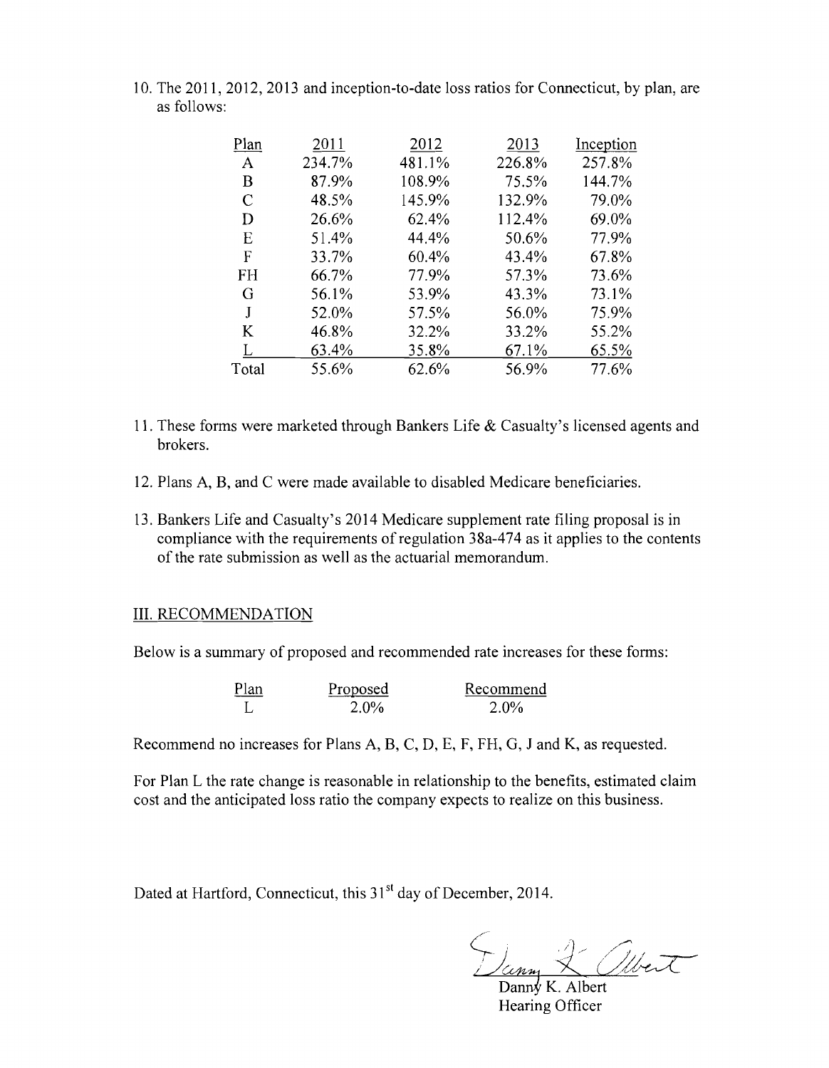10. The 2011, 2012, 2013 and inception-to-date loss ratios for Connecticut, by plan, are as follows:

| Plan | 2011 | 2012 | 2013 | Inception |
|---|---|---|---|---|
| A | 234.7% | 481.1% | 226.8% | 257.8% |
| B | 87.9% | 108.9% | 75.5% | 144.7% |
| C | 48.5% | 145.9% | 132.9% | 79.0% |
| D | 26.6% | 62.4% | 112.4% | 69.0% |
| E | 51.4% | 44.4% | 50.6% | 77.9% |
| F | 33.7% | 60.4% | 43.4% | 67.8% |
| FH | 66.7% | 77.9% | 57.3% | 73.6% |
| G | 56.1% | 53.9% | 43.3% | 73.1% |
| J | 52.0% | 57.5% | 56.0% | 75.9% |
| K | 46.8% | 32.2% | 33.2% | 55.2% |
| L | 63.4% | 35.8% | 67.1% | 65.5% |
| Total | 55.6% | 62.6% | 56.9% | 77.6% |

11. These forms were marketed through Bankers Life & Casualty's licensed agents and brokers.

12. Plans A, B, and C were made available to disabled Medicare beneficiaries.

13. Bankers Life and Casualty's 2014 Medicare supplement rate filing proposal is in compliance with the requirements of regulation 38a-474 as it applies to the contents of the rate submission as well as the actuarial memorandum.

## III. RECOMMENDATION

Below is a summary of proposed and recommended rate increases for these forms:

| Plan | Proposed | Recommend |
|---|---|---|
| L | 2.0% | 2.0% |

Recommend no increases for Plans A, B, C, D, E, F, FH, G, J and K, as requested.

For Plan L the rate change is reasonable in relationship to the benefits, estimated claim cost and the anticipated loss ratio the company expects to realize on this business.

Dated at Hartford, Connecticut, this 31st day of December, 2014.

Danny K. Albert
Hearing Officer